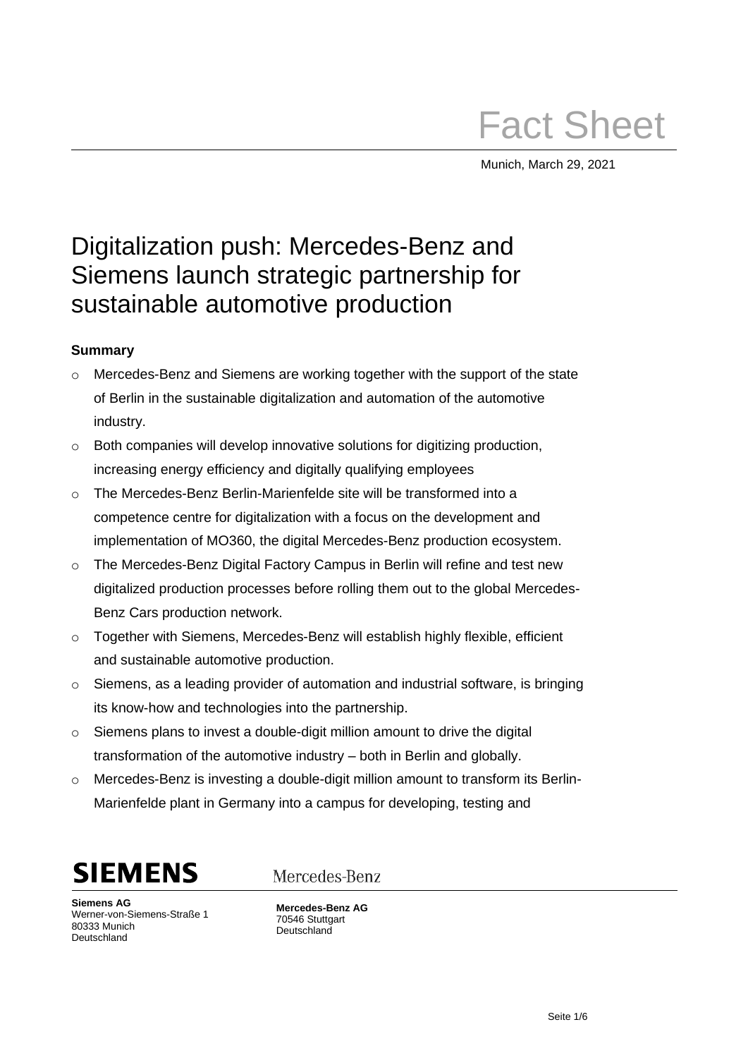# Fact Sheet

Munich, March 29, 2021

## Digitalization push: Mercedes-Benz and Siemens launch strategic partnership for sustainable automotive production

**Summary**

- Mercedes-Benz and Siemens are working together with the support of the state of Berlin in the sustainable digitalization and automation of the automotive industry.
- Both companies will develop innovative solutions for digitizing production, increasing energy efficiency and digitally qualifying employees
- The Mercedes-Benz Berlin-Marienfelde site will be transformed into a competence centre for digitalization with a focus on the development and implementation of MO360, the digital Mercedes-Benz production ecosystem.
- The Mercedes-Benz Digital Factory Campus in Berlin will refine and test new digitalized production processes before rolling them out to the global Mercedes-Benz Cars production network.
- Together with Siemens, Mercedes-Benz will establish highly flexible, efficient and sustainable automotive production.
- Siemens, as a leading provider of automation and industrial software, is bringing its know-how and technologies into the partnership.
- Siemens plans to invest a double-digit million amount to drive the digital transformation of the automotive industry – both in Berlin and globally.
- Mercedes-Benz is investing a double-digit million amount to transform its Berlin-Marienfelde plant in Germany into a campus for developing, testing and

SIEMENS

Mercedes-Benz

**Siemens AG**
Werner-von-Siemens-Straße 1
80333 Munich
Deutschland

**Mercedes-Benz AG**
70546 Stuttgart
Deutschland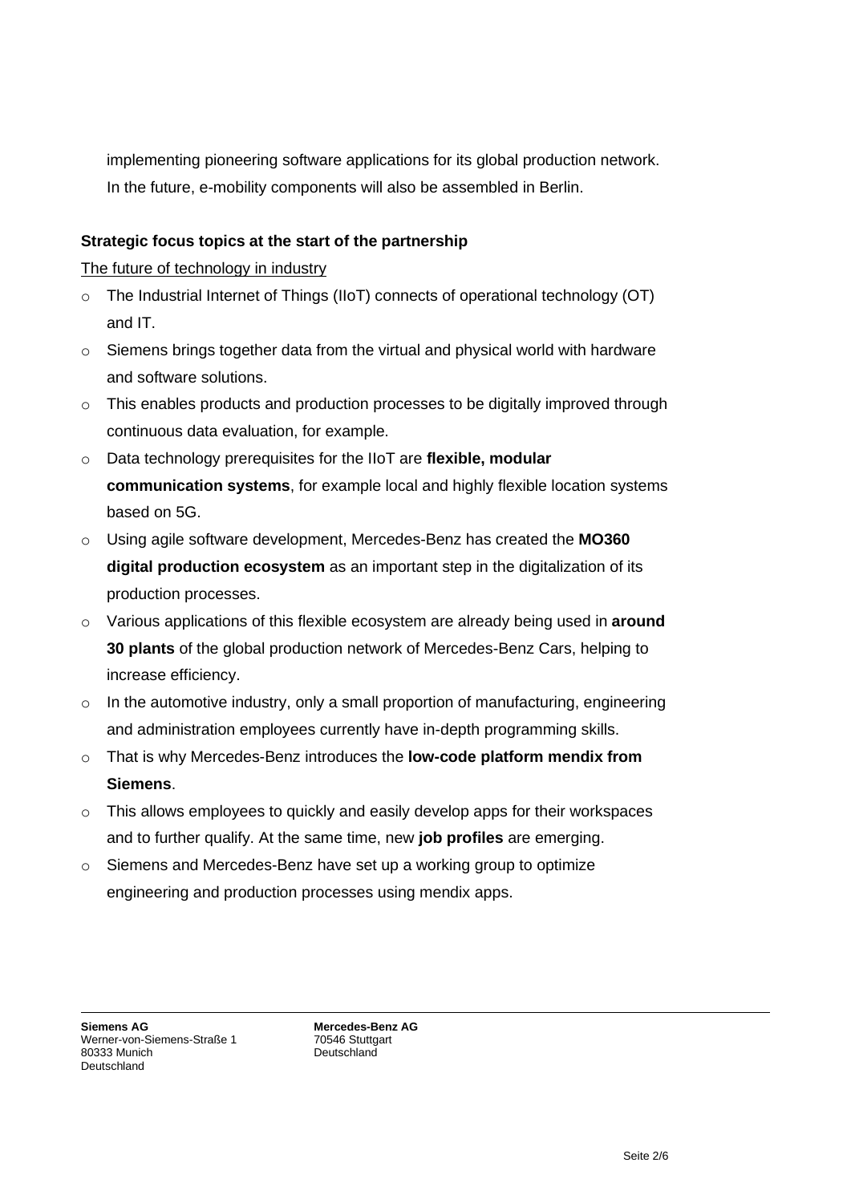implementing pioneering software applications for its global production network. In the future, e-mobility components will also be assembled in Berlin.

**Strategic focus topics at the start of the partnership**

<u>The future of technology in industry</u>

- The Industrial Internet of Things (IIoT) connects of operational technology (OT) and IT.
- Siemens brings together data from the virtual and physical world with hardware and software solutions.
- This enables products and production processes to be digitally improved through continuous data evaluation, for example.
- Data technology prerequisites for the IIoT are **flexible, modular communication systems**, for example local and highly flexible location systems based on 5G.
- Using agile software development, Mercedes-Benz has created the **MO360 digital production ecosystem** as an important step in the digitalization of its production processes.
- Various applications of this flexible ecosystem are already being used in **around 30 plants** of the global production network of Mercedes-Benz Cars, helping to increase efficiency.
- In the automotive industry, only a small proportion of manufacturing, engineering and administration employees currently have in-depth programming skills.
- That is why Mercedes-Benz introduces the **low-code platform mendix from Siemens**.
- This allows employees to quickly and easily develop apps for their workspaces and to further qualify. At the same time, new **job profiles** are emerging.
- Siemens and Mercedes-Benz have set up a working group to optimize engineering and production processes using mendix apps.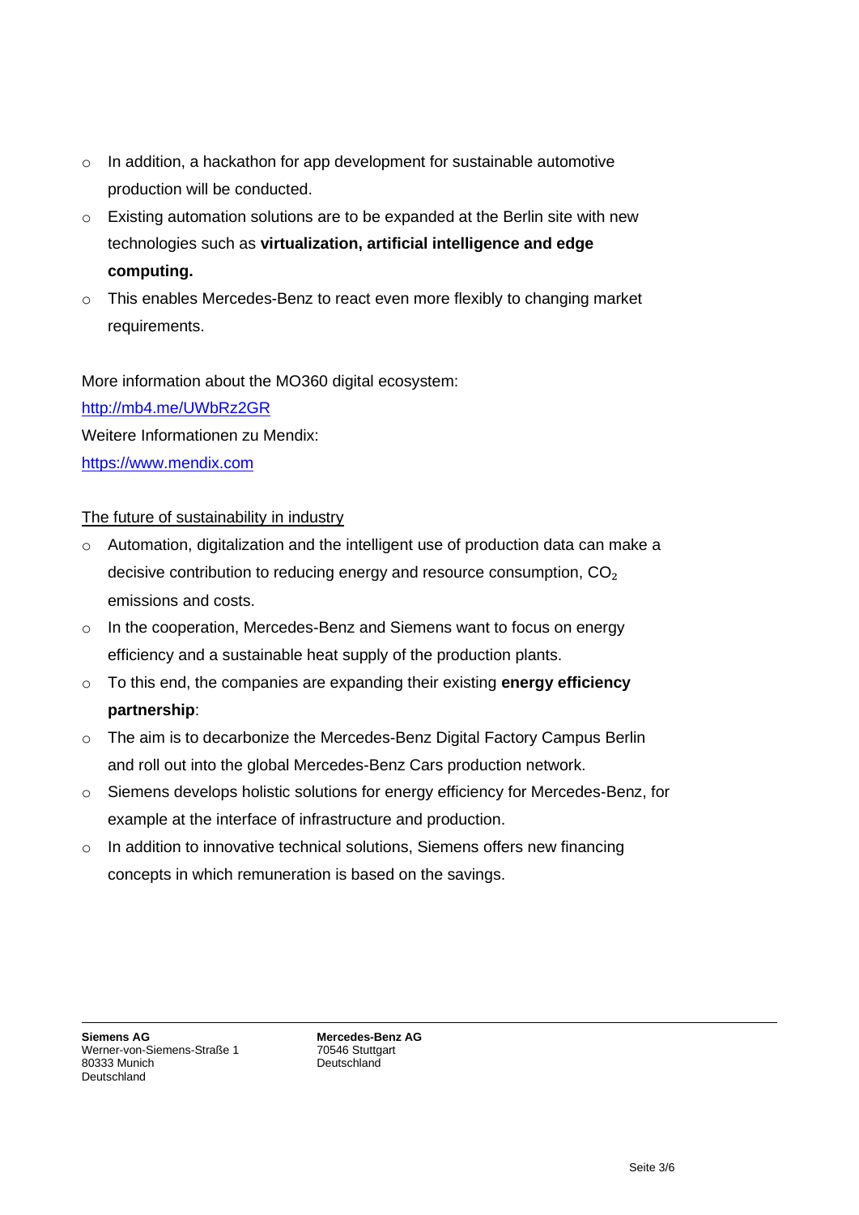- In addition, a hackathon for app development for sustainable automotive production will be conducted.
- Existing automation solutions are to be expanded at the Berlin site with new technologies such as **virtualization, artificial intelligence and edge computing.**
- This enables Mercedes-Benz to react even more flexibly to changing market requirements.

More information about the MO360 digital ecosystem:
[http://mb4.me/UWbRz2GR](http://mb4.me/UWbRz2GR)
Weitere Informationen zu Mendix:
[https://www.mendix.com](https://www.mendix.com)

<u>The future of sustainability in industry</u>

- Automation, digitalization and the intelligent use of production data can make a decisive contribution to reducing energy and resource consumption, $CO_2$ emissions and costs.
- In the cooperation, Mercedes-Benz and Siemens want to focus on energy efficiency and a sustainable heat supply of the production plants.
- To this end, the companies are expanding their existing **energy efficiency partnership**:
- The aim is to decarbonize the Mercedes-Benz Digital Factory Campus Berlin and roll out into the global Mercedes-Benz Cars production network.
- Siemens develops holistic solutions for energy efficiency for Mercedes-Benz, for example at the interface of infrastructure and production.
- In addition to innovative technical solutions, Siemens offers new financing concepts in which remuneration is based on the savings.

**Siemens AG**
Werner-von-Siemens-Straße 1
80333 Munich
Deutschland

**Mercedes-Benz AG**
70546 Stuttgart
Deutschland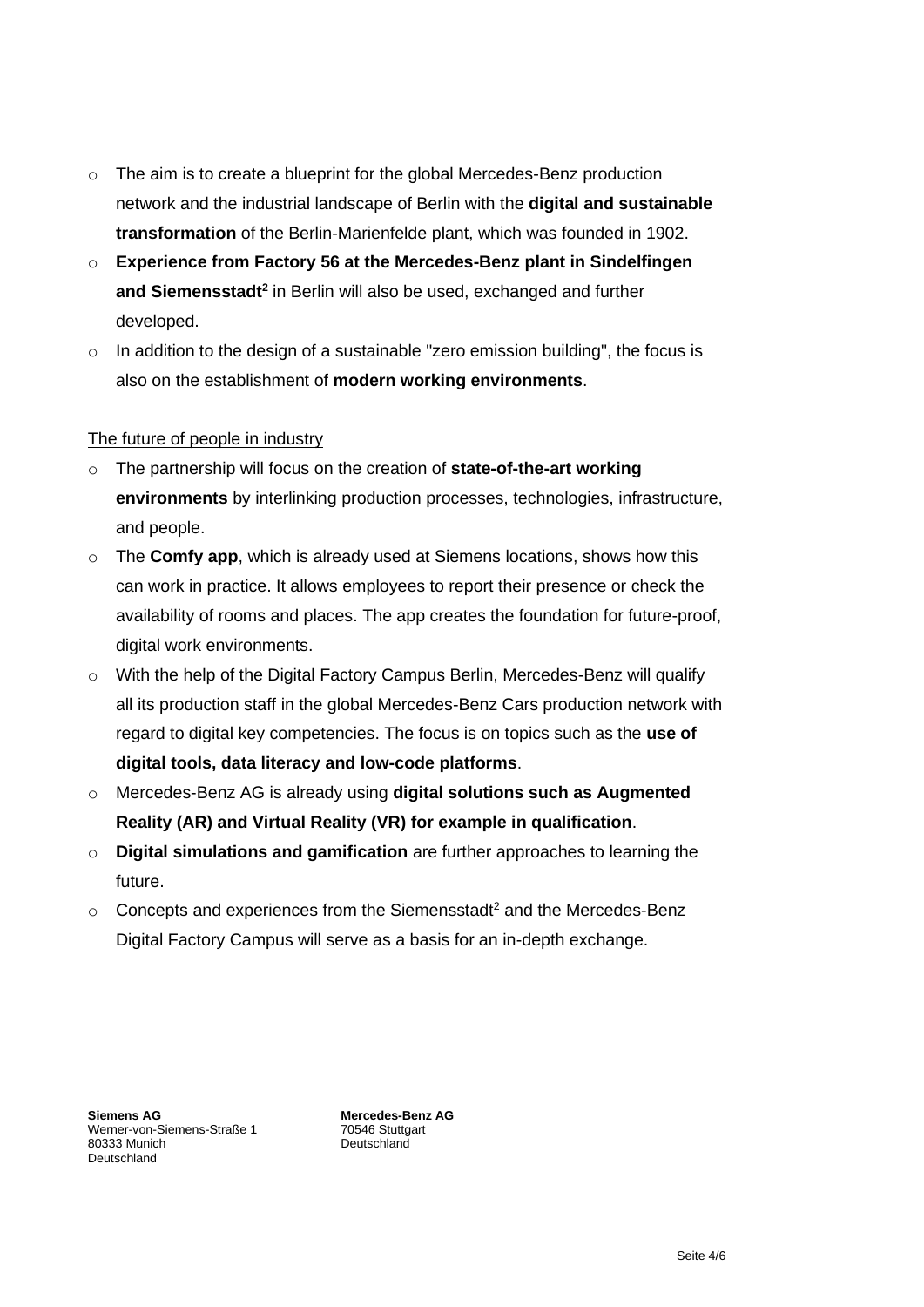- The aim is to create a blueprint for the global Mercedes-Benz production network and the industrial landscape of Berlin with the **digital and sustainable transformation** of the Berlin-Marienfelde plant, which was founded in 1902.
- **Experience from Factory 56 at the Mercedes-Benz plant in Sindelfingen and Siemensstadt[2]** in Berlin will also be used, exchanged and further developed.
- In addition to the design of a sustainable "zero emission building", the focus is also on the establishment of **modern working environments**.

<u>The future of people in industry</u>

- The partnership will focus on the creation of **state-of-the-art working environments** by interlinking production processes, technologies, infrastructure, and people.
- The **Comfy app**, which is already used at Siemens locations, shows how this can work in practice. It allows employees to report their presence or check the availability of rooms and places. The app creates the foundation for future-proof, digital work environments.
- With the help of the Digital Factory Campus Berlin, Mercedes-Benz will qualify all its production staff in the global Mercedes-Benz Cars production network with regard to digital key competencies. The focus is on topics such as the **use of digital tools, data literacy and low-code platforms**.
- Mercedes-Benz AG is already using **digital solutions such as Augmented Reality (AR) and Virtual Reality (VR) for example in qualification**.
- **Digital simulations and gamification** are further approaches to learning the future.
- Concepts and experiences from the Siemensstadt[2] and the Mercedes-Benz Digital Factory Campus will serve as a basis for an in-depth exchange.

**Siemens AG**
Werner-von-Siemens-Straße 1
80333 Munich
Deutschland

**Mercedes-Benz AG**
70546 Stuttgart
Deutschland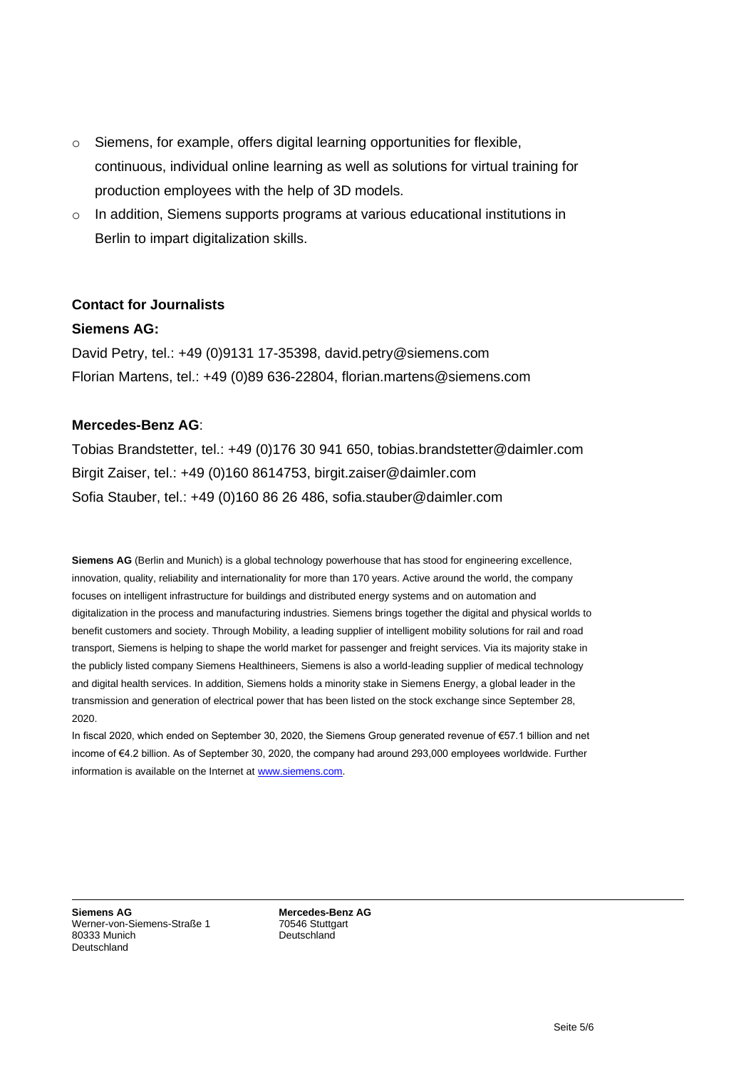- Siemens, for example, offers digital learning opportunities for flexible, continuous, individual online learning as well as solutions for virtual training for production employees with the help of 3D models.
- In addition, Siemens supports programs at various educational institutions in Berlin to impart digitalization skills.

**Contact for Journalists**

**Siemens AG:**

David Petry, tel.: +49 (0)9131 17-35398, david.petry@siemens.com
Florian Martens, tel.: +49 (0)89 636-22804, florian.martens@siemens.com

**Mercedes-Benz AG**:

Tobias Brandstetter, tel.: +49 (0)176 30 941 650, tobias.brandstetter@daimler.com
Birgit Zaiser, tel.: +49 (0)160 8614753, birgit.zaiser@daimler.com
Sofia Stauber, tel.: +49 (0)160 86 26 486, sofia.stauber@daimler.com

**Siemens AG** (Berlin and Munich) is a global technology powerhouse that has stood for engineering excellence, innovation, quality, reliability and internationality for more than 170 years. Active around the world, the company focuses on intelligent infrastructure for buildings and distributed energy systems and on automation and digitalization in the process and manufacturing industries. Siemens brings together the digital and physical worlds to benefit customers and society. Through Mobility, a leading supplier of intelligent mobility solutions for rail and road transport, Siemens is helping to shape the world market for passenger and freight services. Via its majority stake in the publicly listed company Siemens Healthineers, Siemens is also a world-leading supplier of medical technology and digital health services. In addition, Siemens holds a minority stake in Siemens Energy, a global leader in the transmission and generation of electrical power that has been listed on the stock exchange since September 28, 2020.

In fiscal 2020, which ended on September 30, 2020, the Siemens Group generated revenue of €57.1 billion and net income of €4.2 billion. As of September 30, 2020, the company had around 293,000 employees worldwide. Further information is available on the Internet at www.siemens.com.

**Siemens AG**
Werner-von-Siemens-Straße 1
80333 Munich
Deutschland

**Mercedes-Benz AG**
70546 Stuttgart
Deutschland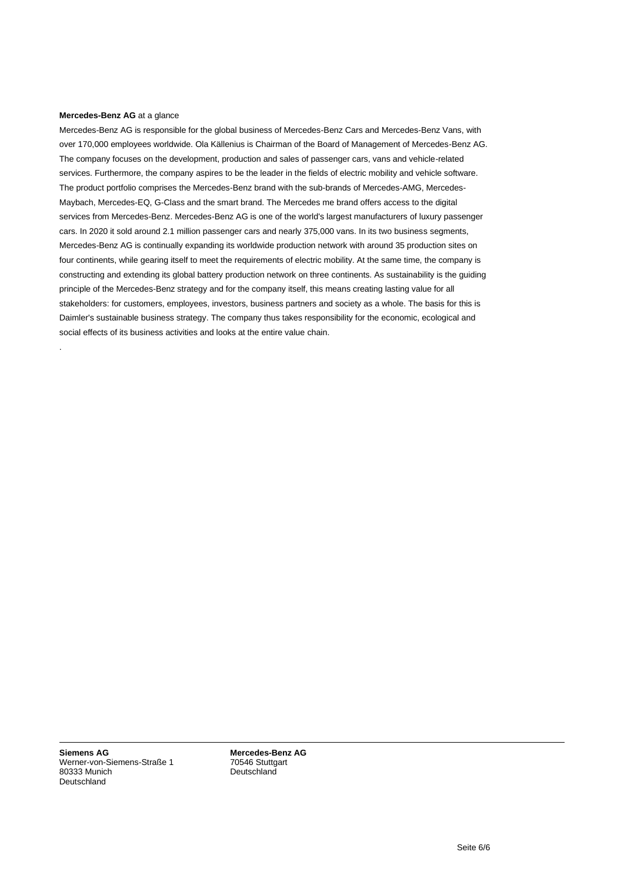**Mercedes-Benz AG** at a glance

Mercedes-Benz AG is responsible for the global business of Mercedes-Benz Cars and Mercedes-Benz Vans, with over 170,000 employees worldwide. Ola Källenius is Chairman of the Board of Management of Mercedes-Benz AG. The company focuses on the development, production and sales of passenger cars, vans and vehicle-related services. Furthermore, the company aspires to be the leader in the fields of electric mobility and vehicle software. The product portfolio comprises the Mercedes-Benz brand with the sub-brands of Mercedes-AMG, Mercedes-Maybach, Mercedes-EQ, G-Class and the smart brand. The Mercedes me brand offers access to the digital services from Mercedes-Benz. Mercedes-Benz AG is one of the world's largest manufacturers of luxury passenger cars. In 2020 it sold around 2.1 million passenger cars and nearly 375,000 vans. In its two business segments, Mercedes-Benz AG is continually expanding its worldwide production network with around 35 production sites on four continents, while gearing itself to meet the requirements of electric mobility. At the same time, the company is constructing and extending its global battery production network on three continents. As sustainability is the guiding principle of the Mercedes-Benz strategy and for the company itself, this means creating lasting value for all stakeholders: for customers, employees, investors, business partners and society as a whole. The basis for this is Daimler's sustainable business strategy. The company thus takes responsibility for the economic, ecological and social effects of its business activities and looks at the entire value chain.

.

**Siemens AG**
Werner-von-Siemens-Straße 1
80333 Munich
Deutschland

**Mercedes-Benz AG**
70546 Stuttgart
Deutschland